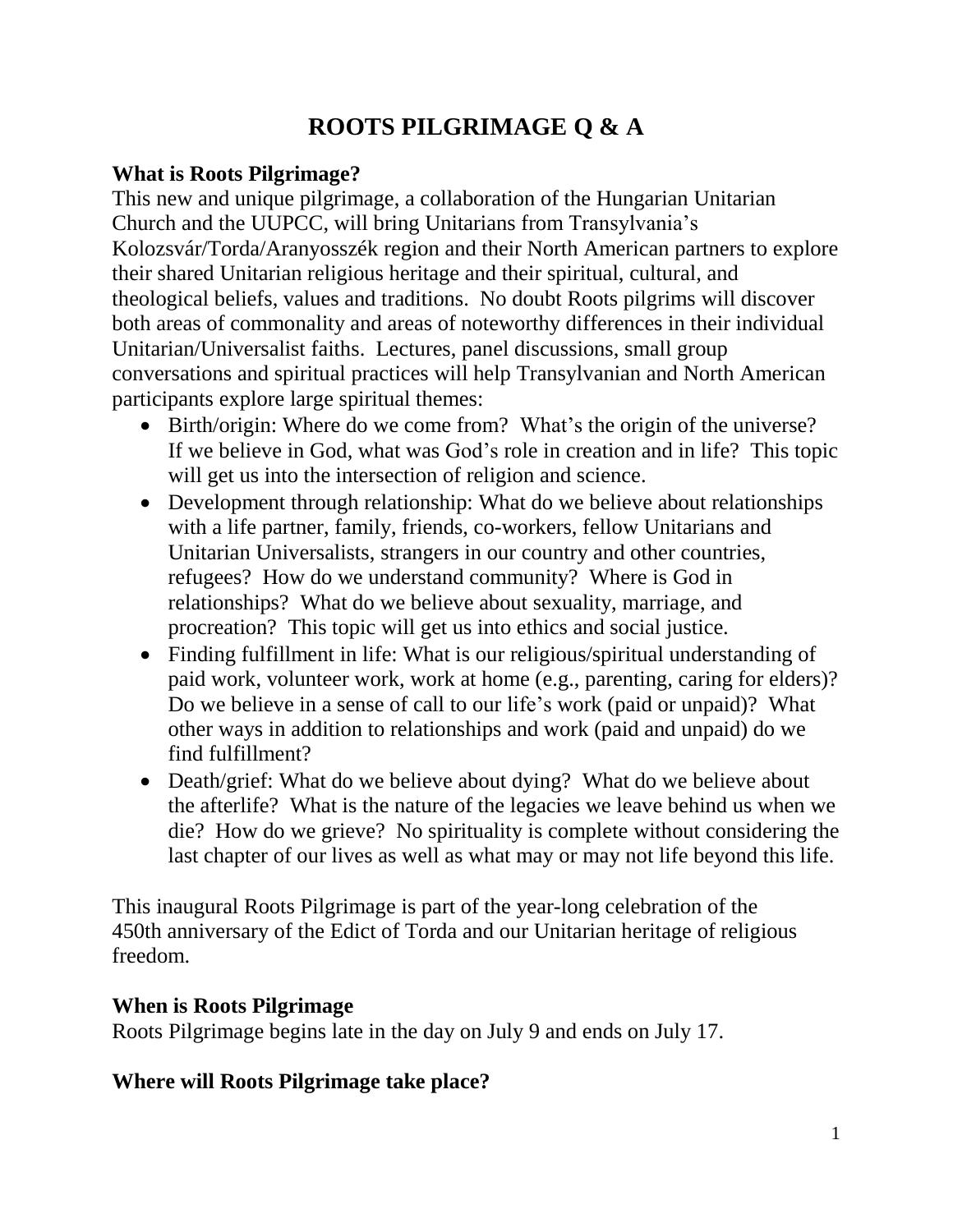# ROOTS PILGRIMAGE Q & A

### What is Roots Pilgrimage?

This new and unique pilgrimage, a collaboration of the Hungarian Unitarian Church and the UUPCC, will bring Unitarians from Transylvania's Kolozsvár/Torda/Aranyosszék region and their North American partners to explore their shared Unitarian religious heritage and their spiritual, cultural, and theological beliefs, values and traditions. No doubt Roots pilgrims will discover both areas of commonality and areas of noteworthy differences in their individual Unitarian/Universalist faiths. Lectures, panel discussions, small group conversations and spiritual practices will help Transylvanian and North American participants explore large spiritual themes:

- Birth/origin: Where do we come from? What's the origin of the universe? If we believe in God, what was God's role in creation and in life? This topic will get us into the intersection of religion and science.
- Development through relationship: What do we believe about relationships with a life partner, family, friends, co-workers, fellow Unitarians and Unitarian Universalists, strangers in our country and other countries, refugees? How do we understand community? Where is God in relationships? What do we believe about sexuality, marriage, and procreation? This topic will get us into ethics and social justice.
- Finding fulfillment in life: What is our religious/spiritual understanding of paid work, volunteer work, work at home (e.g., parenting, caring for elders)? Do we believe in a sense of call to our life's work (paid or unpaid)? What other ways in addition to relationships and work (paid and unpaid) do we find fulfillment?
- Death/grief: What do we believe about dying? What do we believe about the afterlife? What is the nature of the legacies we leave behind us when we die? How do we grieve? No spirituality is complete without considering the last chapter of our lives as well as what may or may not life beyond this life.

This inaugural Roots Pilgrimage is part of the year-long celebration of the 450th anniversary of the Edict of Torda and our Unitarian heritage of religious freedom.

### When is Roots Pilgrimage

Roots Pilgrimage begins late in the day on July 9 and ends on July 17.

### Where will Roots Pilgrimage take place?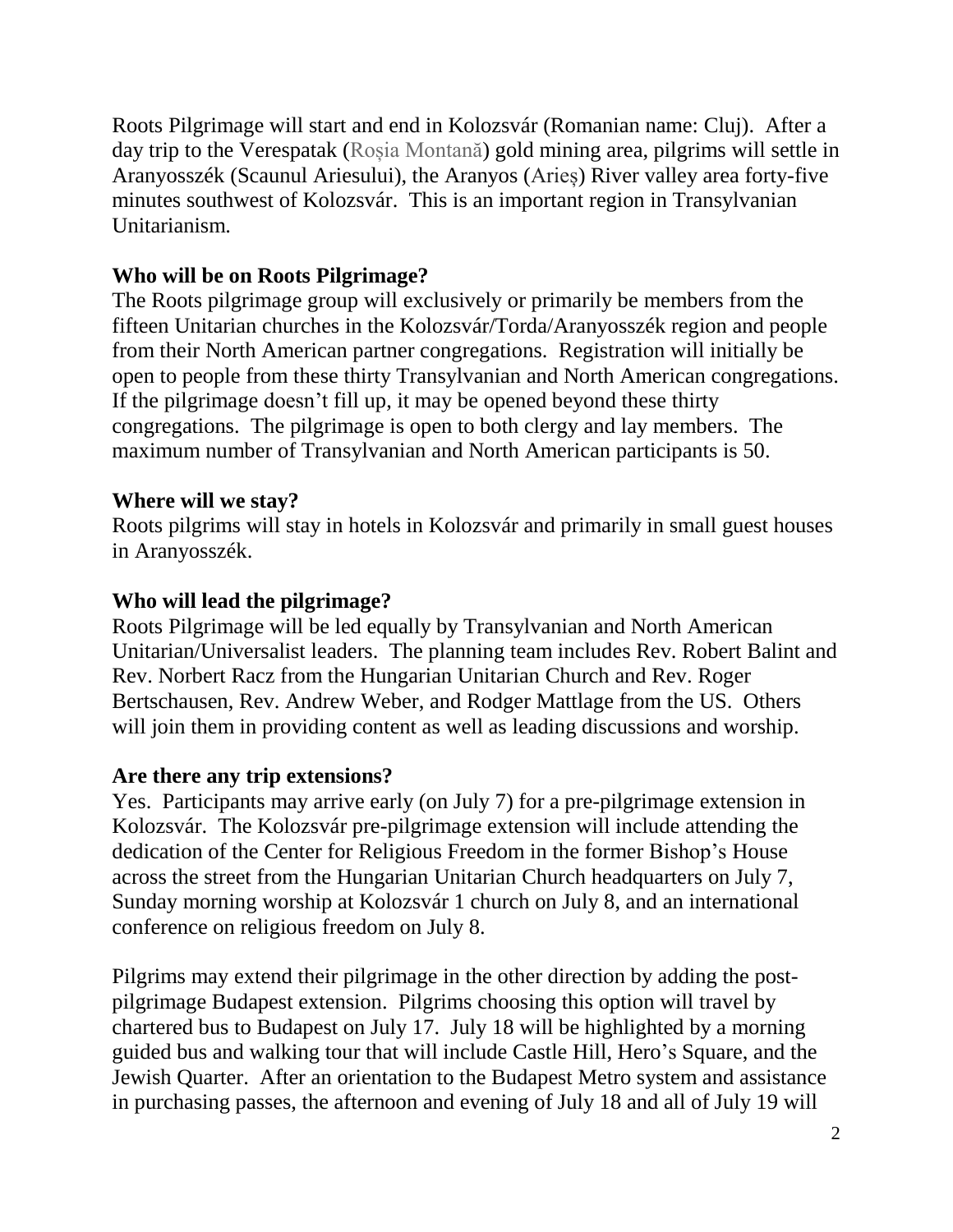Roots Pilgrimage will start and end in Kolozsvár (Romanian name: Cluj). After a day trip to the Verespatak (Roșia Montană) gold mining area, pilgrims will settle in Aranyosszék (Scaunul Ariesului), the Aranyos (Arieș) River valley area forty-five minutes southwest of Kolozsvár. This is an important region in Transylvanian Unitarianism.

**Who will be on Roots Pilgrimage?**
The Roots pilgrimage group will exclusively or primarily be members from the fifteen Unitarian churches in the Kolozsvár/Torda/Aranyosszék region and people from their North American partner congregations. Registration will initially be open to people from these thirty Transylvanian and North American congregations. If the pilgrimage doesn't fill up, it may be opened beyond these thirty congregations. The pilgrimage is open to both clergy and lay members. The maximum number of Transylvanian and North American participants is 50.

**Where will we stay?**
Roots pilgrims will stay in hotels in Kolozsvár and primarily in small guest houses in Aranyosszék.

**Who will lead the pilgrimage?**
Roots Pilgrimage will be led equally by Transylvanian and North American Unitarian/Universalist leaders. The planning team includes Rev. Robert Balint and Rev. Norbert Racz from the Hungarian Unitarian Church and Rev. Roger Bertschausen, Rev. Andrew Weber, and Rodger Mattlage from the US. Others will join them in providing content as well as leading discussions and worship.

**Are there any trip extensions?**
Yes. Participants may arrive early (on July 7) for a pre-pilgrimage extension in Kolozsvár. The Kolozsvár pre-pilgrimage extension will include attending the dedication of the Center for Religious Freedom in the former Bishop's House across the street from the Hungarian Unitarian Church headquarters on July 7, Sunday morning worship at Kolozsvár 1 church on July 8, and an international conference on religious freedom on July 8.

Pilgrims may extend their pilgrimage in the other direction by adding the post-pilgrimage Budapest extension. Pilgrims choosing this option will travel by chartered bus to Budapest on July 17. July 18 will be highlighted by a morning guided bus and walking tour that will include Castle Hill, Hero's Square, and the Jewish Quarter. After an orientation to the Budapest Metro system and assistance in purchasing passes, the afternoon and evening of July 18 and all of July 19 will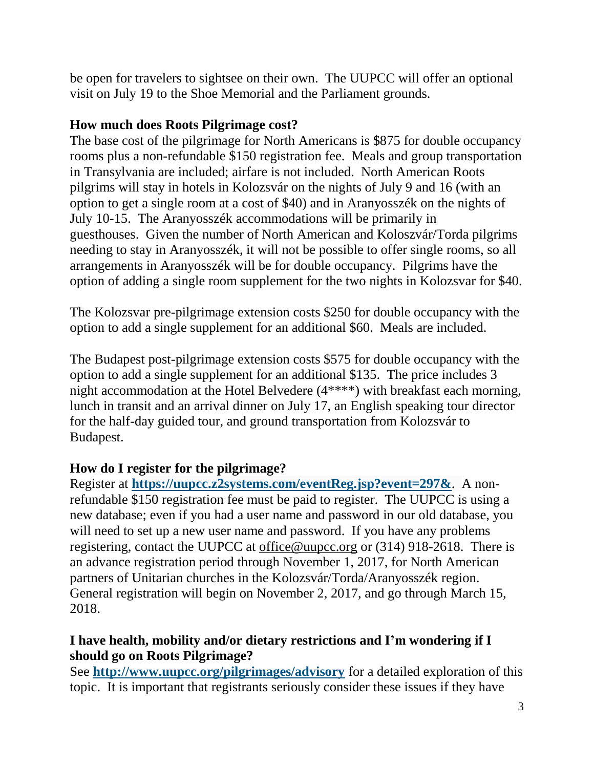be open for travelers to sightsee on their own. The UUPCC will offer an optional visit on July 19 to the Shoe Memorial and the Parliament grounds.

**How much does Roots Pilgrimage cost?**

The base cost of the pilgrimage for North Americans is $875 for double occupancy rooms plus a non-refundable $150 registration fee. Meals and group transportation in Transylvania are included; airfare is not included. North American Roots pilgrims will stay in hotels in Kolozsvár on the nights of July 9 and 16 (with an option to get a single room at a cost of $40) and in Aranyosszék on the nights of July 10-15. The Aranyosszék accommodations will be primarily in guesthouses. Given the number of North American and Koloszvár/Torda pilgrims needing to stay in Aranyosszék, it will not be possible to offer single rooms, so all arrangements in Aranyosszék will be for double occupancy. Pilgrims have the option of adding a single room supplement for the two nights in Kolozsvar for $40.

The Kolozsvar pre-pilgrimage extension costs $250 for double occupancy with the option to add a single supplement for an additional $60. Meals are included.

The Budapest post-pilgrimage extension costs $575 for double occupancy with the option to add a single supplement for an additional $135. The price includes 3 night accommodation at the Hotel Belvedere (4****) with breakfast each morning, lunch in transit and an arrival dinner on July 17, an English speaking tour director for the half-day guided tour, and ground transportation from Kolozsvár to Budapest.

**How do I register for the pilgrimage?**

Register at **https://uupcc.z2systems.com/eventReg.jsp?event=297&**. A non-refundable $150 registration fee must be paid to register. The UUPCC is using a new database; even if you had a user name and password in our old database, you will need to set up a new user name and password. If you have any problems registering, contact the UUPCC at office@uupcc.org or (314) 918-2618. There is an advance registration period through November 1, 2017, for North American partners of Unitarian churches in the Kolozsvár/Torda/Aranyosszék region. General registration will begin on November 2, 2017, and go through March 15, 2018.

**I have health, mobility and/or dietary restrictions and I'm wondering if I should go on Roots Pilgrimage?**

See **http://www.uupcc.org/pilgrimages/advisory** for a detailed exploration of this topic. It is important that registrants seriously consider these issues if they have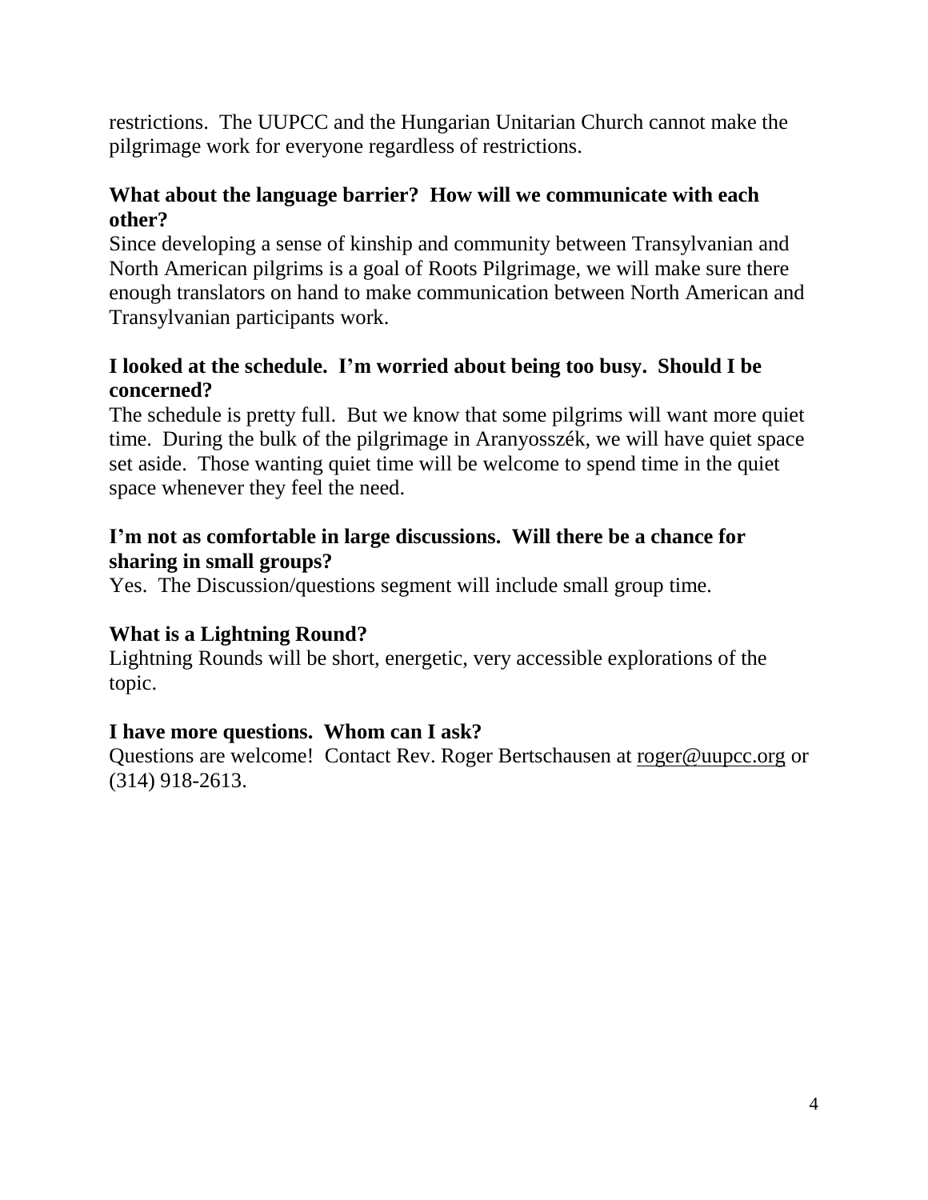restrictions.  The UUPCC and the Hungarian Unitarian Church cannot make the pilgrimage work for everyone regardless of restrictions.

**What about the language barrier?  How will we communicate with each other?**

Since developing a sense of kinship and community between Transylvanian and North American pilgrims is a goal of Roots Pilgrimage, we will make sure there enough translators on hand to make communication between North American and Transylvanian participants work.

**I looked at the schedule.  I'm worried about being too busy.  Should I be concerned?**

The schedule is pretty full.  But we know that some pilgrims will want more quiet time.  During the bulk of the pilgrimage in Aranyosszék, we will have quiet space set aside.  Those wanting quiet time will be welcome to spend time in the quiet space whenever they feel the need.

**I'm not as comfortable in large discussions.  Will there be a chance for sharing in small groups?**

Yes.  The Discussion/questions segment will include small group time.

**What is a Lightning Round?**

Lightning Rounds will be short, energetic, very accessible explorations of the topic.

**I have more questions.  Whom can I ask?**

Questions are welcome!  Contact Rev. Roger Bertschausen at roger@uupcc.org or (314) 918-2613.